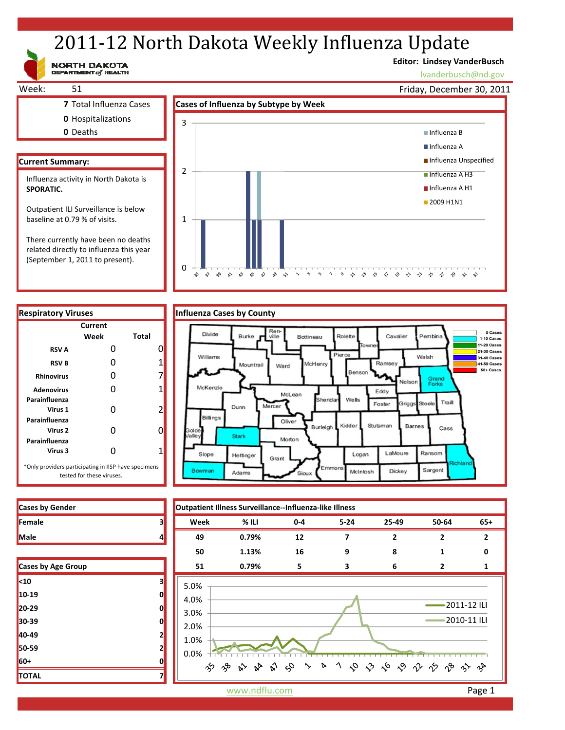# 2011-12 North Dakota Weekly Influenza Update

NORTH DAKOTA DEPARTMENT of HEALTH

**Editor: Lindsey VanderBusch**
lvanderbusch@nd.gov

Week: 51

Friday, December 30, 2011

**7** Total Influenza Cases
**0** Hospitalizations
**0** Deaths

## Current Summary:

Influenza activity in North Dakota is **SPORATIC.**

Outpatient ILI Surveillance is below baseline at 0.79 % of visits.

There currently have been no deaths related directly to influenza this year (September 1, 2011 to present).

## Cases of Influenza by Subtype by Week

## Respiratory Viruses

| | Current Week | Total |
|---|---|---|
| RSV A | 0 | 0 |
| RSV B | 0 | 1 |
| Rhinovirus | 0 | 7 |
| Adenovirus | 0 | 1 |
| Parainfluenza Virus 1 | 0 | 2 |
| Parainfluenza Virus 2 | 0 | 0 |
| Parainfluenza Virus 3 | 0 | 1 |

*Only providers participating in IISP have specimens tested for these viruses.

## Influenza Cases by County

## Cases by Gender

| | |
|---|---|
| Female | 3 |
| Male | 4 |

## Cases by Age Group

| | |
|---|---|
| <10 | 3 |
| 10-19 | 0 |
| 20-29 | 0 |
| 30-39 | 0 |
| 40-49 | 2 |
| 50-59 | 2 |
| 60+ | 0 |
| TOTAL | 7 |

## Outpatient Illness Surveillance--Influenza-like Illness

| Week | % ILI | 0-4 | 5-24 | 25-49 | 50-64 | 65+ |
|---|---|---|---|---|---|---|
| 49 | 0.79% | 12 | 7 | 2 | 2 | 2 |
| 50 | 1.13% | 16 | 9 | 8 | 1 | 0 |
| 51 | 0.79% | 5 | 3 | 6 | 2 | 1 |

www.ndflu.com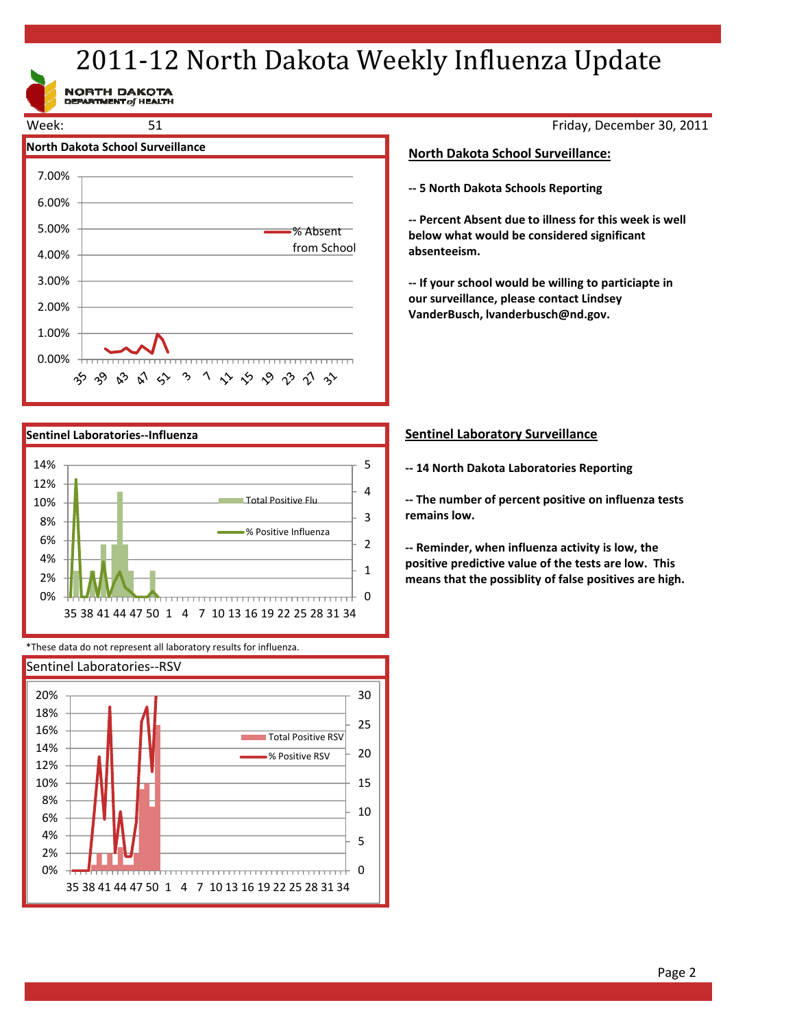# 2011-12 North Dakota Weekly Influenza Update

NORTH DAKOTA DEPARTMENT *of* HEALTH

Week: 51

Friday, December 30, 2011

**North Dakota School Surveillance**

## North Dakota School Surveillance:

**-- 5 North Dakota Schools Reporting**

**-- Percent Absent due to illness for this week is well below what would be considered significant absenteeism.**

**-- If your school would be willing to particiapte in our surveillance, please contact Lindsey VanderBusch, lvanderbusch@nd.gov.**

**Sentinel Laboratories--Influenza**

*These data do not represent all laboratory results for influenza.

## Sentinel Laboratory Surveillance

**-- 14 North Dakota Laboratories Reporting**

**-- The number of percent positive on influenza tests remains low.**

**-- Reminder, when influenza activity is low, the positive predictive value of the tests are low. This means that the possiblity of false positives are high.**

Sentinel Laboratories--RSV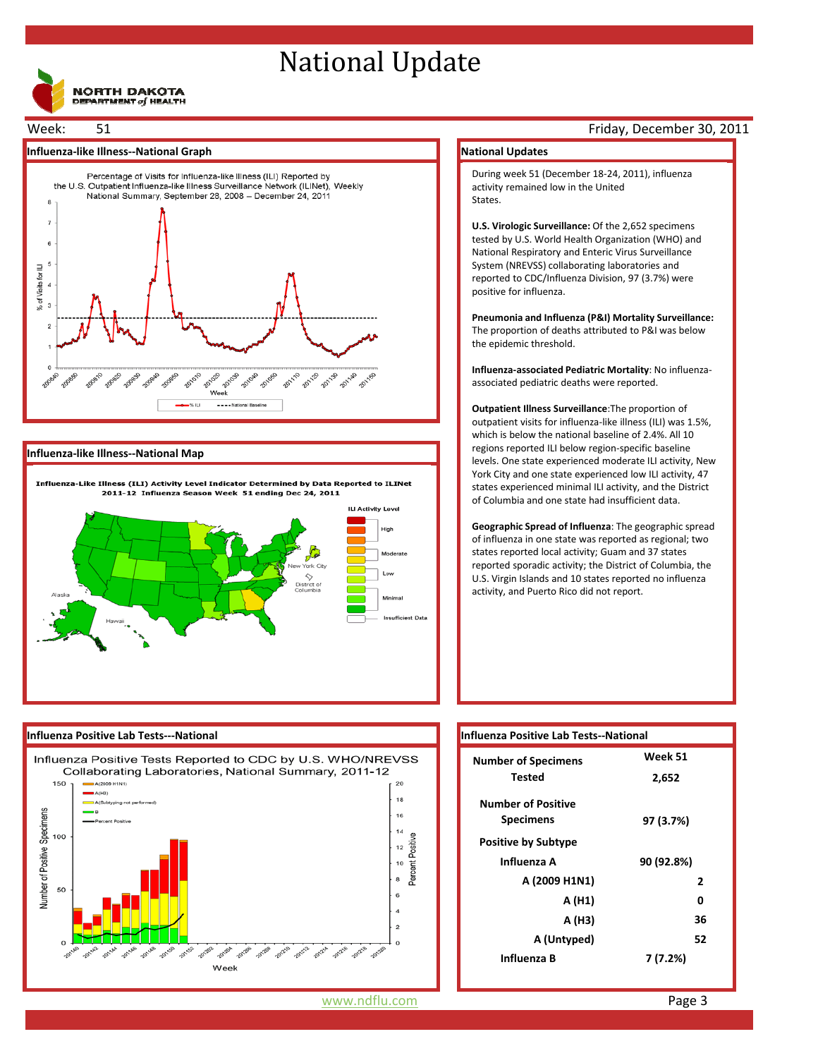# National Update

NORTH DAKOTA DEPARTMENT *of* HEALTH

Week: 51 — Friday, December 30, 2011

## Influenza-like Illness--National Graph

Percentage of Visits for Influenza-like Illness (ILI) Reported by the U.S. Outpatient Influenza-like Illness Surveillance Network (ILINet), Weekly National Summary, September 28, 2008 – December 24, 2011

% of Visits for ILI

0 1 2 3 4 5 6 7 8

Week

200840 200850 200910 200920 200930 200940 200950 201010 201020 201030 201040 201050 201110 201120 201130 201140 201150

% ILI — National Baseline

## Influenza-like Illness--National Map

Influenza-Like Illness (ILI) Activity Level Indicator Determined by Data Reported to ILINet
2011-12 Influenza Season Week 51 ending Dec 24, 2011

ILI Activity Level: High, Moderate, Low, Minimal, Insufficient Data

New York City, District of Columbia, Alaska, Hawaii

## National Updates

During week 51 (December 18-24, 2011), influenza activity remained low in the United States.

**U.S. Virologic Surveillance:** Of the 2,652 specimens tested by U.S. World Health Organization (WHO) and National Respiratory and Enteric Virus Surveillance System (NREVSS) collaborating laboratories and reported to CDC/Influenza Division, 97 (3.7%) were positive for influenza.

**Pneumonia and Influenza (P&I) Mortality Surveillance:** The proportion of deaths attributed to P&I was below the epidemic threshold.

**Influenza-associated Pediatric Mortality**: No influenza-associated pediatric deaths were reported.

**Outpatient Illness Surveillance**:The proportion of outpatient visits for influenza-like illness (ILI) was 1.5%, which is below the national baseline of 2.4%. All 10 regions reported ILI below region-specific baseline levels. One state experienced moderate ILI activity, New York City and one state experienced low ILI activity, 47 states experienced minimal ILI activity, and the District of Columbia and one state had insufficient data.

**Geographic Spread of Influenza**: The geographic spread of influenza in one state was reported as regional; two states reported local activity; Guam and 37 states reported sporadic activity; the District of Columbia, the U.S. Virgin Islands and 10 states reported no influenza activity, and Puerto Rico did not report.

## Influenza Positive Lab Tests---National

Influenza Positive Tests Reported to CDC by U.S. WHO/NREVSS Collaborating Laboratories, National Summary, 2011-12

A(2009 H1N1), A(H3), A(Subtyping not performed), B, Percent Positive

Number of Positive Specimens: 0 50 100 150

Percent Positive: 0 2 4 6 8 10 12 14 16 18 20

Week

201140 201142 201144 201146 201148 201150 201152 201202 201204 201206 201208 201210 201212 201214 201216 201218 201220

## Influenza Positive Lab Tests--National

| | | |
|---|---|---|
| Number of Specimens Tested | Week 51 | 2,652 |
| Number of Positive Specimens | | 97 (3.7%) |
| Positive by Subtype | | |
| Influenza A | | 90 (92.8%) |
| A (2009 H1N1) | | 2 |
| A (H1) | | 0 |
| A (H3) | | 36 |
| A (Untyped) | | 52 |
| Influenza B | | 7 (7.2%) |

www.ndflu.com